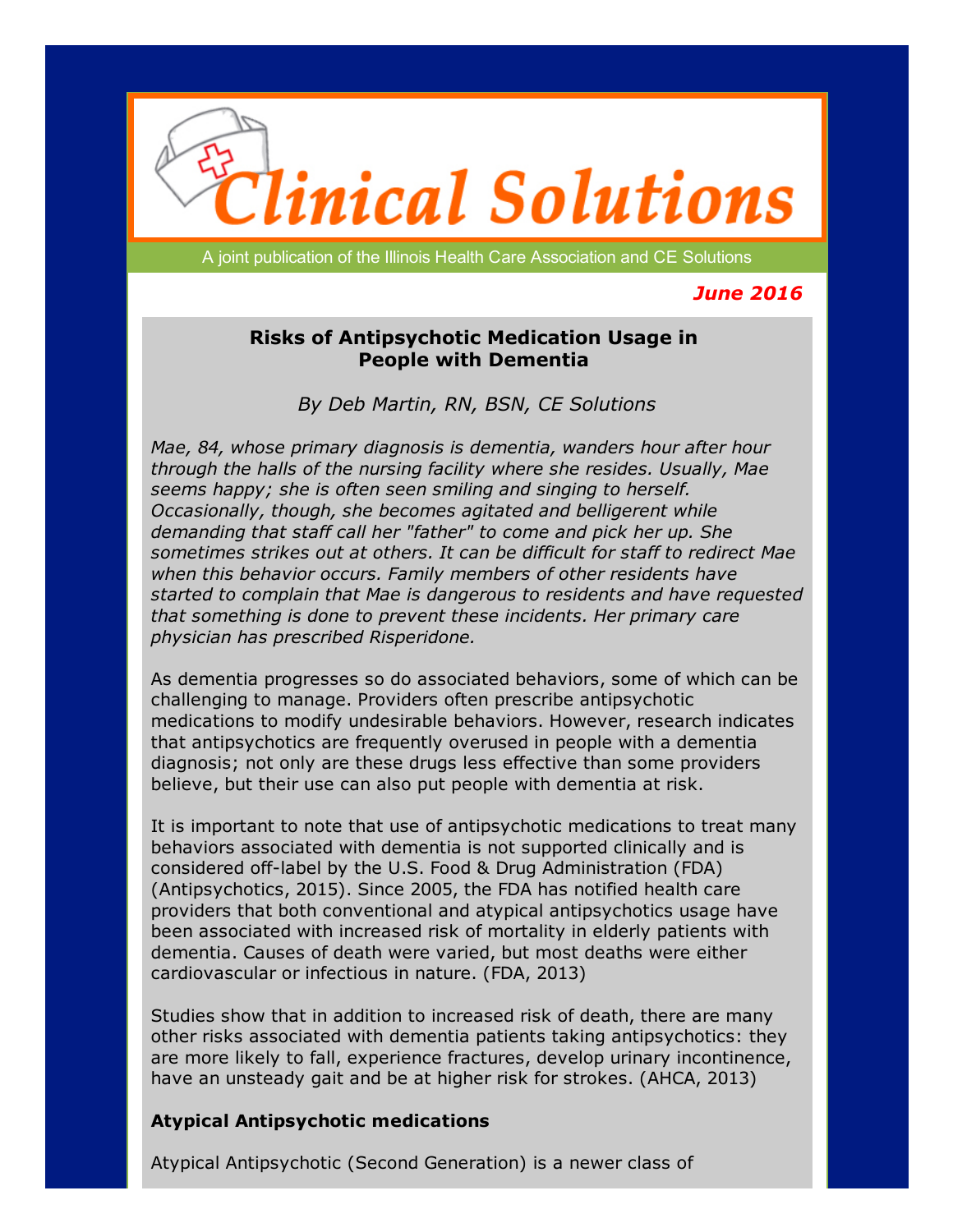# Clinical Solutions

A joint publication of the Illinois Health Care Association and CE Solutions

***June 2016***

## Risks of Antipsychotic Medication Usage in People with Dementia

*By Deb Martin, RN, BSN, CE Solutions*

*Mae, 84, whose primary diagnosis is dementia, wanders hour after hour through the halls of the nursing facility where she resides. Usually, Mae seems happy; she is often seen smiling and singing to herself. Occasionally, though, she becomes agitated and belligerent while demanding that staff call her "father" to come and pick her up. She sometimes strikes out at others. It can be difficult for staff to redirect Mae when this behavior occurs. Family members of other residents have started to complain that Mae is dangerous to residents and have requested that something is done to prevent these incidents. Her primary care physician has prescribed Risperidone.*

As dementia progresses so do associated behaviors, some of which can be challenging to manage. Providers often prescribe antipsychotic medications to modify undesirable behaviors. However, research indicates that antipsychotics are frequently overused in people with a dementia diagnosis; not only are these drugs less effective than some providers believe, but their use can also put people with dementia at risk.

It is important to note that use of antipsychotic medications to treat many behaviors associated with dementia is not supported clinically and is considered off-label by the U.S. Food & Drug Administration (FDA) (Antipsychotics, 2015). Since 2005, the FDA has notified health care providers that both conventional and atypical antipsychotics usage have been associated with increased risk of mortality in elderly patients with dementia. Causes of death were varied, but most deaths were either cardiovascular or infectious in nature. (FDA, 2013)

Studies show that in addition to increased risk of death, there are many other risks associated with dementia patients taking antipsychotics: they are more likely to fall, experience fractures, develop urinary incontinence, have an unsteady gait and be at higher risk for strokes. (AHCA, 2013)

### Atypical Antipsychotic medications

Atypical Antipsychotic (Second Generation) is a newer class of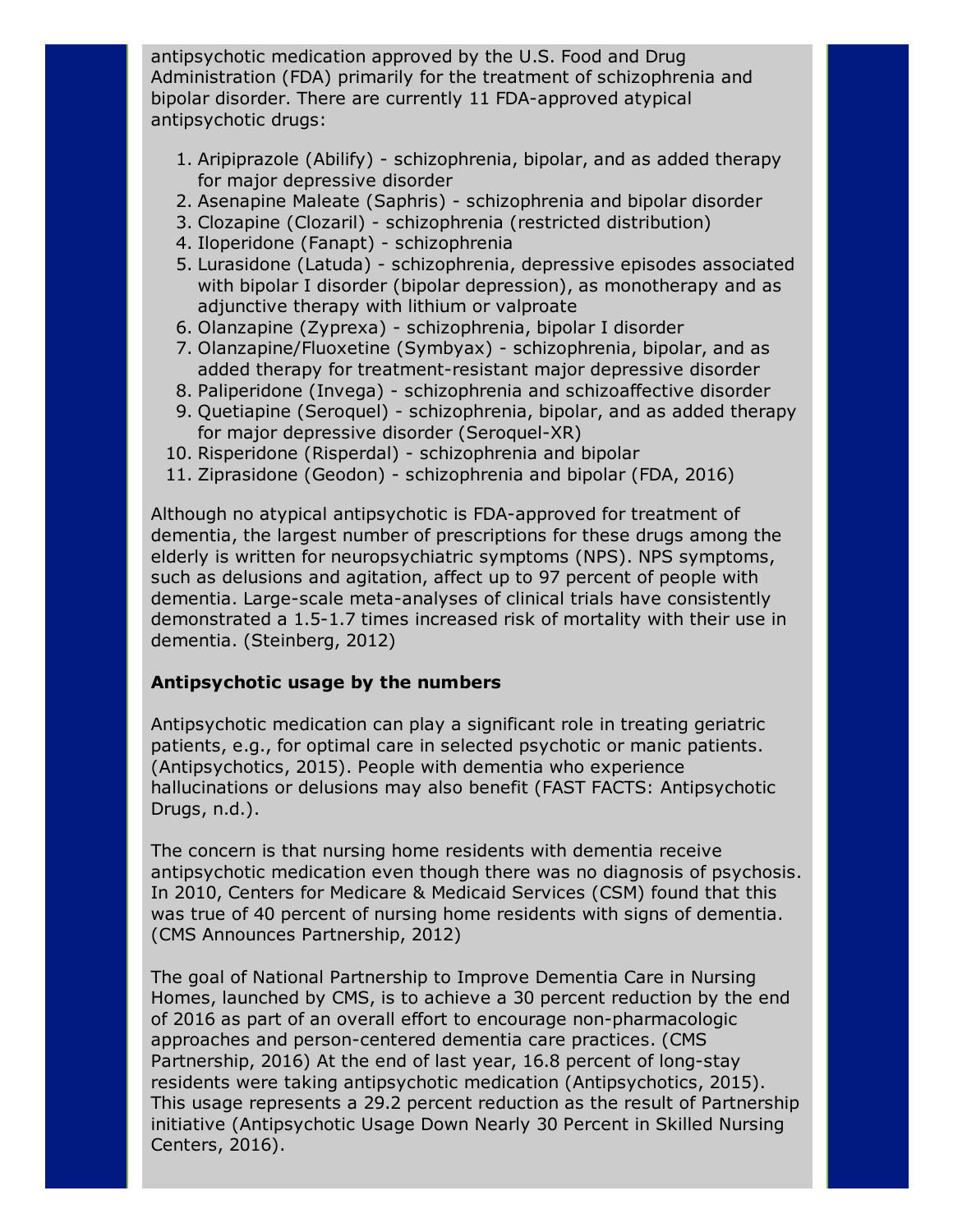antipsychotic medication approved by the U.S. Food and Drug Administration (FDA) primarily for the treatment of schizophrenia and bipolar disorder. There are currently 11 FDA-approved atypical antipsychotic drugs:

1. Aripiprazole (Abilify) - schizophrenia, bipolar, and as added therapy for major depressive disorder
2. Asenapine Maleate (Saphris) - schizophrenia and bipolar disorder
3. Clozapine (Clozaril) - schizophrenia (restricted distribution)
4. Iloperidone (Fanapt) - schizophrenia
5. Lurasidone (Latuda) - schizophrenia, depressive episodes associated with bipolar I disorder (bipolar depression), as monotherapy and as adjunctive therapy with lithium or valproate
6. Olanzapine (Zyprexa) - schizophrenia, bipolar I disorder
7. Olanzapine/Fluoxetine (Symbyax) - schizophrenia, bipolar, and as added therapy for treatment-resistant major depressive disorder
8. Paliperidone (Invega) - schizophrenia and schizoaffective disorder
9. Quetiapine (Seroquel) - schizophrenia, bipolar, and as added therapy for major depressive disorder (Seroquel-XR)
10. Risperidone (Risperdal) - schizophrenia and bipolar
11. Ziprasidone (Geodon) - schizophrenia and bipolar (FDA, 2016)

Although no atypical antipsychotic is FDA-approved for treatment of dementia, the largest number of prescriptions for these drugs among the elderly is written for neuropsychiatric symptoms (NPS). NPS symptoms, such as delusions and agitation, affect up to 97 percent of people with dementia. Large-scale meta-analyses of clinical trials have consistently demonstrated a 1.5-1.7 times increased risk of mortality with their use in dementia. (Steinberg, 2012)

**Antipsychotic usage by the numbers**

Antipsychotic medication can play a significant role in treating geriatric patients, e.g., for optimal care in selected psychotic or manic patients. (Antipsychotics, 2015). People with dementia who experience hallucinations or delusions may also benefit (FAST FACTS: Antipsychotic Drugs, n.d.).

The concern is that nursing home residents with dementia receive antipsychotic medication even though there was no diagnosis of psychosis. In 2010, Centers for Medicare & Medicaid Services (CSM) found that this was true of 40 percent of nursing home residents with signs of dementia. (CMS Announces Partnership, 2012)

The goal of National Partnership to Improve Dementia Care in Nursing Homes, launched by CMS, is to achieve a 30 percent reduction by the end of 2016 as part of an overall effort to encourage non-pharmacologic approaches and person-centered dementia care practices. (CMS Partnership, 2016) At the end of last year, 16.8 percent of long-stay residents were taking antipsychotic medication (Antipsychotics, 2015). This usage represents a 29.2 percent reduction as the result of Partnership initiative (Antipsychotic Usage Down Nearly 30 Percent in Skilled Nursing Centers, 2016).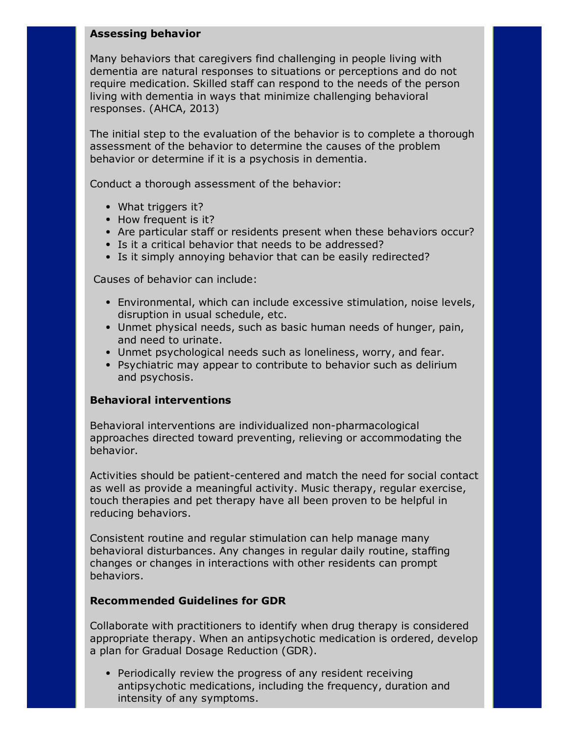**Assessing behavior**

Many behaviors that caregivers find challenging in people living with dementia are natural responses to situations or perceptions and do not require medication. Skilled staff can respond to the needs of the person living with dementia in ways that minimize challenging behavioral responses. (AHCA, 2013)

The initial step to the evaluation of the behavior is to complete a thorough assessment of the behavior to determine the causes of the problem behavior or determine if it is a psychosis in dementia.

Conduct a thorough assessment of the behavior:

- What triggers it?
- How frequent is it?
- Are particular staff or residents present when these behaviors occur?
- Is it a critical behavior that needs to be addressed?
- Is it simply annoying behavior that can be easily redirected?

Causes of behavior can include:

- Environmental, which can include excessive stimulation, noise levels, disruption in usual schedule, etc.
- Unmet physical needs, such as basic human needs of hunger, pain, and need to urinate.
- Unmet psychological needs such as loneliness, worry, and fear.
- Psychiatric may appear to contribute to behavior such as delirium and psychosis.

**Behavioral interventions**

Behavioral interventions are individualized non-pharmacological approaches directed toward preventing, relieving or accommodating the behavior.

Activities should be patient-centered and match the need for social contact as well as provide a meaningful activity. Music therapy, regular exercise, touch therapies and pet therapy have all been proven to be helpful in reducing behaviors.

Consistent routine and regular stimulation can help manage many behavioral disturbances. Any changes in regular daily routine, staffing changes or changes in interactions with other residents can prompt behaviors.

**Recommended Guidelines for GDR**

Collaborate with practitioners to identify when drug therapy is considered appropriate therapy. When an antipsychotic medication is ordered, develop a plan for Gradual Dosage Reduction (GDR).

- Periodically review the progress of any resident receiving antipsychotic medications, including the frequency, duration and intensity of any symptoms.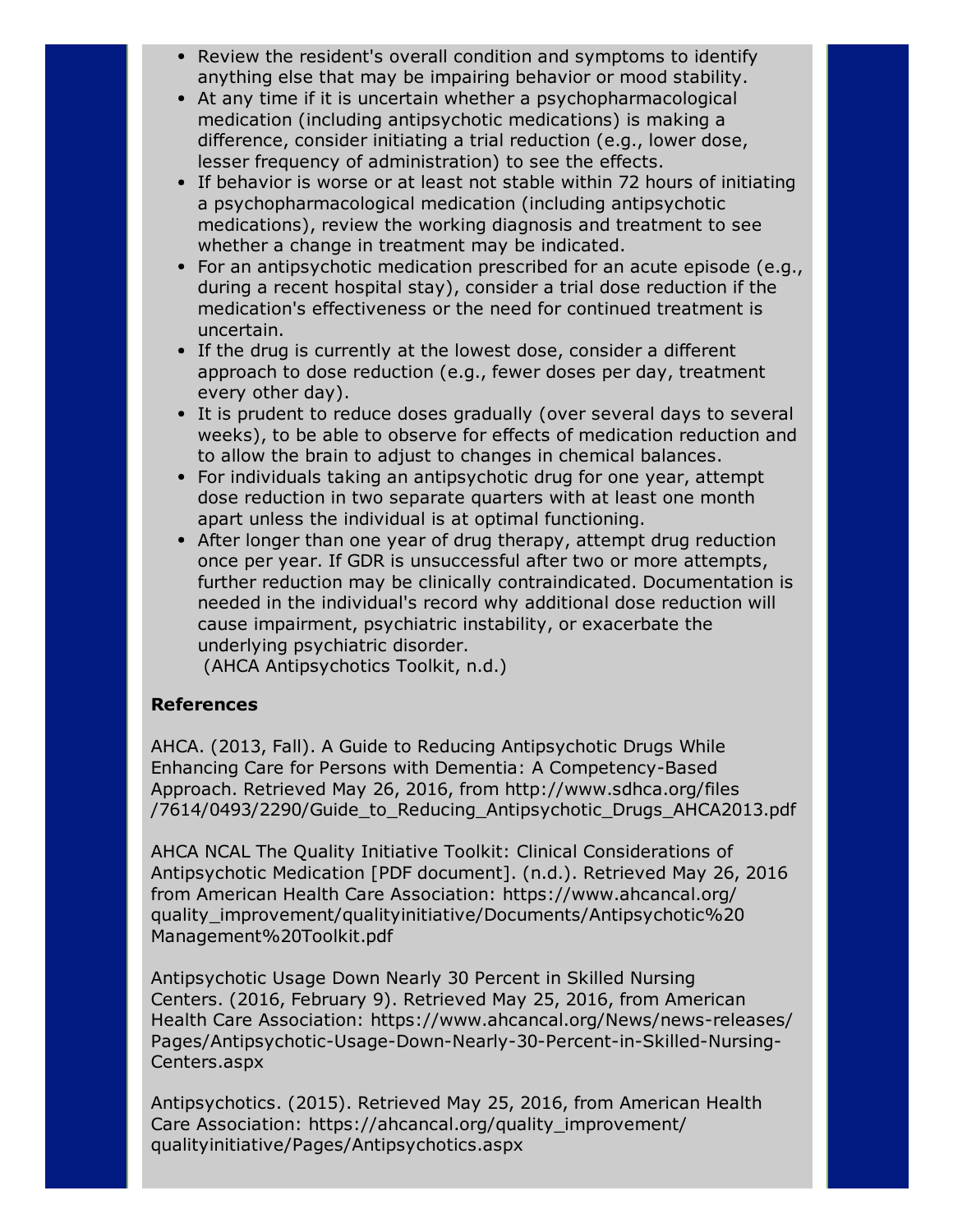- Review the resident's overall condition and symptoms to identify anything else that may be impairing behavior or mood stability.
- At any time if it is uncertain whether a psychopharmacological medication (including antipsychotic medications) is making a difference, consider initiating a trial reduction (e.g., lower dose, lesser frequency of administration) to see the effects.
- If behavior is worse or at least not stable within 72 hours of initiating a psychopharmacological medication (including antipsychotic medications), review the working diagnosis and treatment to see whether a change in treatment may be indicated.
- For an antipsychotic medication prescribed for an acute episode (e.g., during a recent hospital stay), consider a trial dose reduction if the medication's effectiveness or the need for continued treatment is uncertain.
- If the drug is currently at the lowest dose, consider a different approach to dose reduction (e.g., fewer doses per day, treatment every other day).
- It is prudent to reduce doses gradually (over several days to several weeks), to be able to observe for effects of medication reduction and to allow the brain to adjust to changes in chemical balances.
- For individuals taking an antipsychotic drug for one year, attempt dose reduction in two separate quarters with at least one month apart unless the individual is at optimal functioning.
- After longer than one year of drug therapy, attempt drug reduction once per year. If GDR is unsuccessful after two or more attempts, further reduction may be clinically contraindicated. Documentation is needed in the individual's record why additional dose reduction will cause impairment, psychiatric instability, or exacerbate the underlying psychiatric disorder.
 (AHCA Antipsychotics Toolkit, n.d.)

**References**

AHCA. (2013, Fall). A Guide to Reducing Antipsychotic Drugs While Enhancing Care for Persons with Dementia: A Competency-Based Approach. Retrieved May 26, 2016, from http://www.sdhca.org/files/7614/0493/2290/Guide_to_Reducing_Antipsychotic_Drugs_AHCA2013.pdf

AHCA NCAL The Quality Initiative Toolkit: Clinical Considerations of Antipsychotic Medication [PDF document]. (n.d.). Retrieved May 26, 2016 from American Health Care Association: https://www.ahcancal.org/quality_improvement/qualityinitiative/Documents/Antipsychotic%20Management%20Toolkit.pdf

Antipsychotic Usage Down Nearly 30 Percent in Skilled Nursing Centers. (2016, February 9). Retrieved May 25, 2016, from American Health Care Association: https://www.ahcancal.org/News/news-releases/Pages/Antipsychotic-Usage-Down-Nearly-30-Percent-in-Skilled-Nursing-Centers.aspx

Antipsychotics. (2015). Retrieved May 25, 2016, from American Health Care Association: https://ahcancal.org/quality_improvement/qualityinitiative/Pages/Antipsychotics.aspx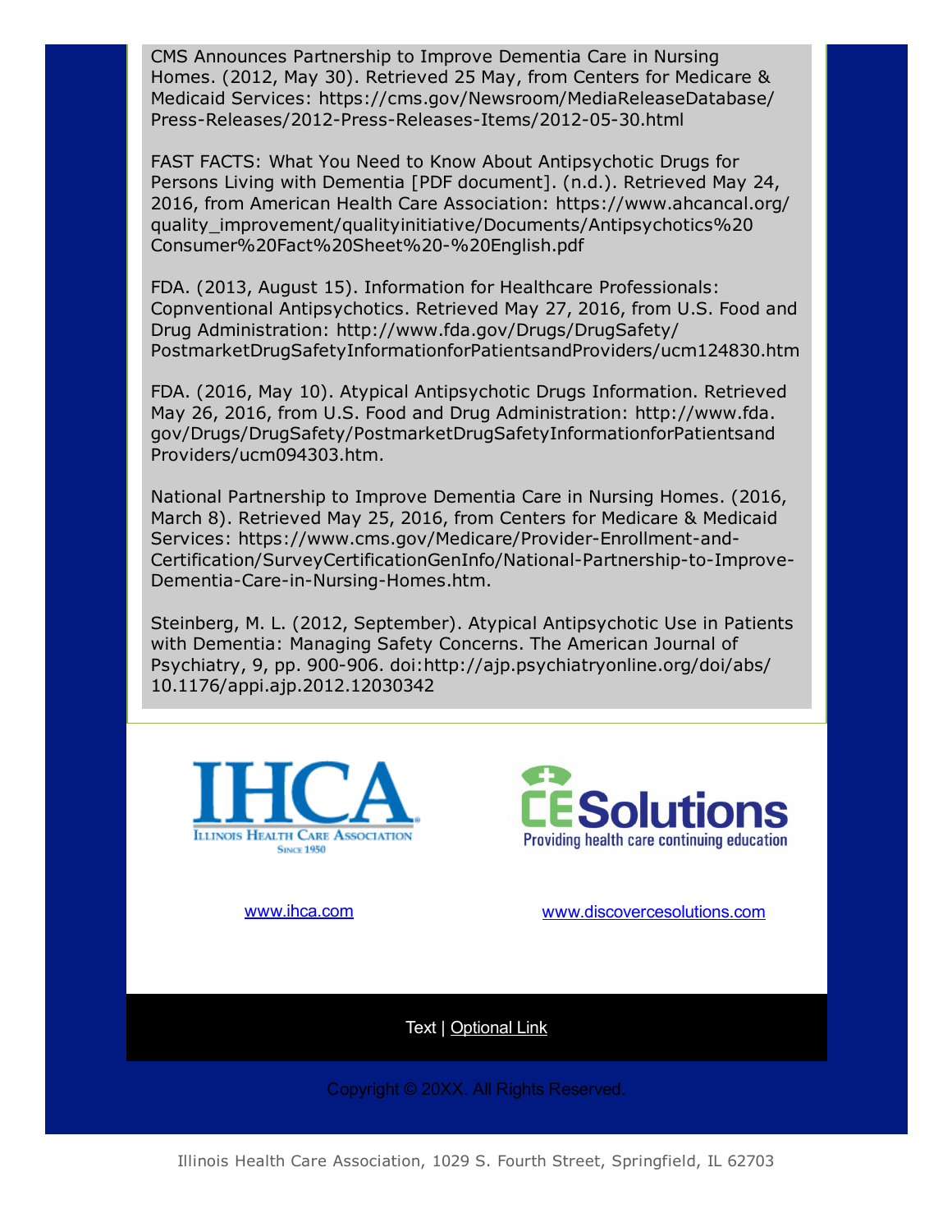CMS Announces Partnership to Improve Dementia Care in Nursing Homes. (2012, May 30). Retrieved 25 May, from Centers for Medicare & Medicaid Services: https://cms.gov/Newsroom/MediaReleaseDatabase/Press-Releases/2012-Press-Releases-Items/2012-05-30.html

FAST FACTS: What You Need to Know About Antipsychotic Drugs for Persons Living with Dementia [PDF document]. (n.d.). Retrieved May 24, 2016, from American Health Care Association: https://www.ahcancal.org/quality_improvement/qualityinitiative/Documents/Antipsychotics%20Consumer%20Fact%20Sheet%20-%20English.pdf

FDA. (2013, August 15). Information for Healthcare Professionals: Copnventional Antipsychotics. Retrieved May 27, 2016, from U.S. Food and Drug Administration: http://www.fda.gov/Drugs/DrugSafety/PostmarketDrugSafetyInformationforPatientsandProviders/ucm124830.htm

FDA. (2016, May 10). Atypical Antipsychotic Drugs Information. Retrieved May 26, 2016, from U.S. Food and Drug Administration: http://www.fda.gov/Drugs/DrugSafety/PostmarketDrugSafetyInformationforPatientsandProviders/ucm094303.htm.

National Partnership to Improve Dementia Care in Nursing Homes. (2016, March 8). Retrieved May 25, 2016, from Centers for Medicare & Medicaid Services: https://www.cms.gov/Medicare/Provider-Enrollment-and-Certification/SurveyCertificationGenInfo/National-Partnership-to-Improve-Dementia-Care-in-Nursing-Homes.htm.

Steinberg, M. L. (2012, September). Atypical Antipsychotic Use in Patients with Dementia: Managing Safety Concerns. The American Journal of Psychiatry, 9, pp. 900-906. doi:http://ajp.psychiatryonline.org/doi/abs/10.1176/appi.ajp.2012.12030342

IHCA — Illinois Health Care Association — Since 1950

CE Solutions — Providing health care continuing education

www.ihca.com

www.discovercesolutions.com

Text | Optional Link

Copyright © 20XX. All Rights Reserved.

Illinois Health Care Association, 1029 S. Fourth Street, Springfield, IL 62703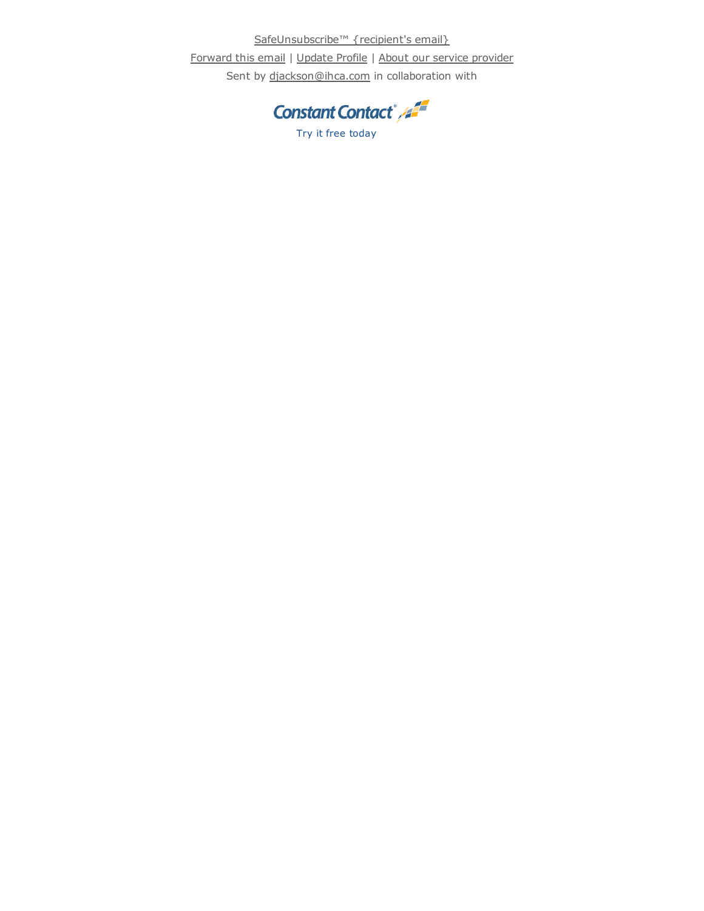SafeUnsubscribe™ {recipient's email}

Forward this email | Update Profile | About our service provider

Sent by djackson@ihca.com in collaboration with

Constant Contact

Try it free today